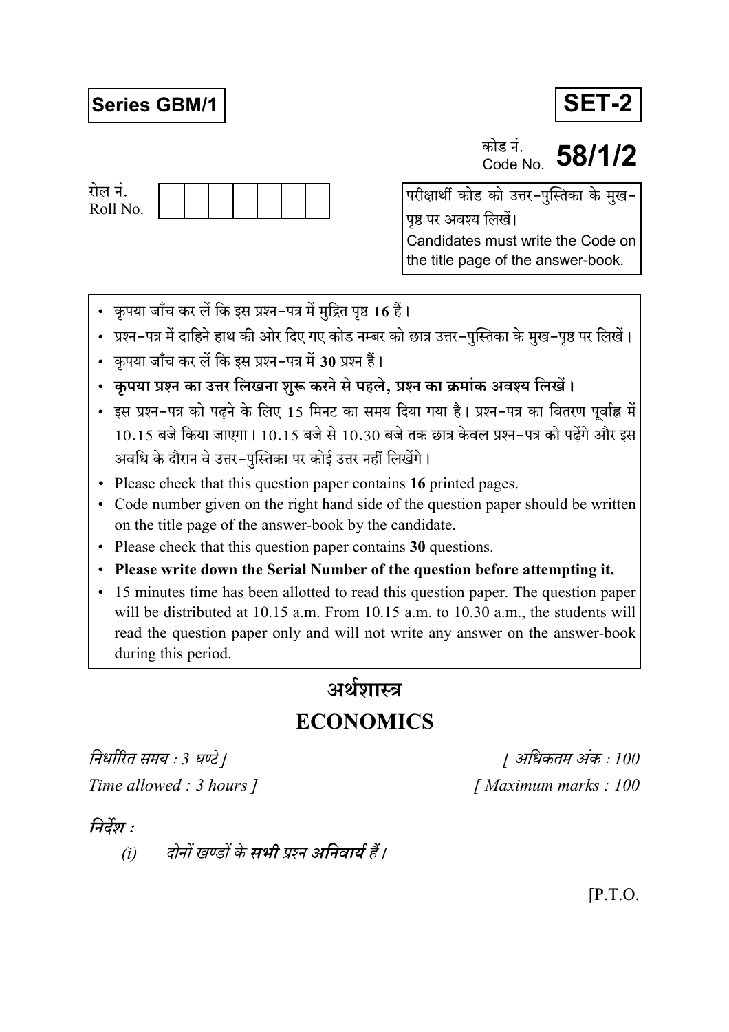**Series GBM/1** **SET-2**

कोड नं.
Code No. **58/1/2**

रोल नं.
Roll No. | | | | | | | |

परीक्षार्थी कोड को उत्तर-पुस्तिका के मुख-पृष्ठ पर अवश्य लिखें।
Candidates must write the Code on the title page of the answer-book.

- कृपया जाँच कर लें कि इस प्रश्न-पत्र में मुद्रित पृष्ठ **16** हैं।
- प्रश्न-पत्र में दाहिने हाथ की ओर दिए गए कोड नम्बर को छात्र उत्तर-पुस्तिका के मुख-पृष्ठ पर लिखें।
- कृपया जाँच कर लें कि इस प्रश्न-पत्र में **30** प्रश्न हैं।
- **कृपया प्रश्न का उत्तर लिखना शुरू करने से पहले, प्रश्न का क्रमांक अवश्य लिखें।**
- इस प्रश्न-पत्र को पढ़ने के लिए 15 मिनट का समय दिया गया है। प्रश्न-पत्र का वितरण पूर्वाह्न में 10.15 बजे किया जाएगा। 10.15 बजे से 10.30 बजे तक छात्र केवल प्रश्न-पत्र को पढ़ेंगे और इस अवधि के दौरान वे उत्तर-पुस्तिका पर कोई उत्तर नहीं लिखेंगे।
- Please check that this question paper contains **16** printed pages.
- Code number given on the right hand side of the question paper should be written on the title page of the answer-book by the candidate.
- Please check that this question paper contains **30** questions.
- **Please write down the Serial Number of the question before attempting it.**
- 15 minutes time has been allotted to read this question paper. The question paper will be distributed at 10.15 a.m. From 10.15 a.m. to 10.30 a.m., the students will read the question paper only and will not write any answer on the answer-book during this period.

# अर्थशास्त्र
# ECONOMICS

*निर्धारित समय : 3 घण्टे]* *[ अधिकतम अंक : 100*
*Time allowed : 3 hours ]* *[ Maximum marks : 100*

***निर्देश :***

*(i)* *दोनों खण्डों के **सभी** प्रश्न **अनिवार्य** हैं।*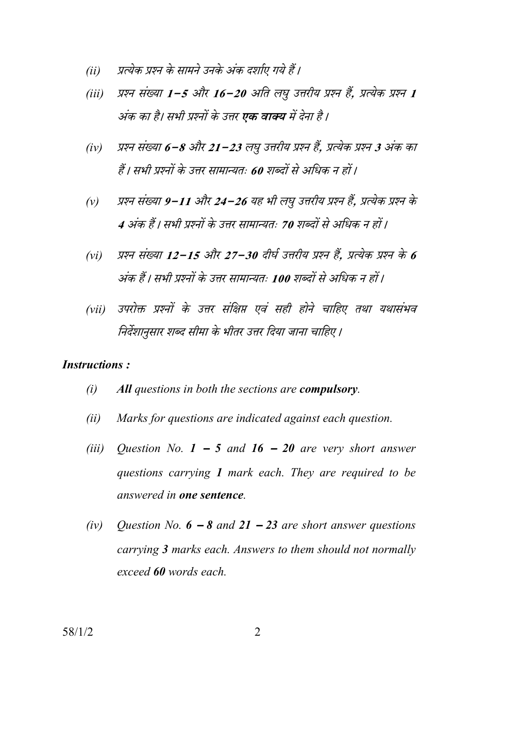*(ii)* *प्रत्येक प्रश्न के सामने उनके अंक दर्शाए गये हैं।*

*(iii)* *प्रश्न संख्या **1–5** और **16–20** अति लघु उत्तरीय प्रश्न हैं, प्रत्येक प्रश्न **1** अंक का है। सभी प्रश्नों के उत्तर **एक वाक्य** में देना है।*

*(iv)* *प्रश्न संख्या **6–8** और **21–23** लघु उत्तरीय प्रश्न हैं, प्रत्येक प्रश्न **3** अंक का हैं। सभी प्रश्नों के उत्तर सामान्यतः **60** शब्दों से अधिक न हों।*

*(v)* *प्रश्न संख्या **9–11** और **24–26** यह भी लघु उत्तरीय प्रश्न हैं, प्रत्येक प्रश्न के **4** अंक हैं। सभी प्रश्नों के उत्तर सामान्यतः **70** शब्दों से अधिक न हों।*

*(vi)* *प्रश्न संख्या **12–15** और **27–30** दीर्घ उत्तरीय प्रश्न हैं, प्रत्येक प्रश्न के **6** अंक हैं। सभी प्रश्नों के उत्तर सामान्यतः **100** शब्दों से अधिक न हों।*

*(vii)* *उपरोक्त प्रश्नों के उत्तर संक्षिप्त एवं सही होने चाहिए तथा यथासंभव निर्देशानुसार शब्द सीमा के भीतर उत्तर दिया जाना चाहिए।*

***Instructions :***

*(i)* ***All** questions in both the sections are **compulsory**.*

*(ii)* *Marks for questions are indicated against each question.*

*(iii)* *Question No. **1 – 5** and **16 – 20** are very short answer questions carrying **1** mark each. They are required to be answered in **one sentence**.*

*(iv)* *Question No. **6 – 8** and **21 – 23** are short answer questions carrying **3** marks each. Answers to them should not normally exceed **60** words each.*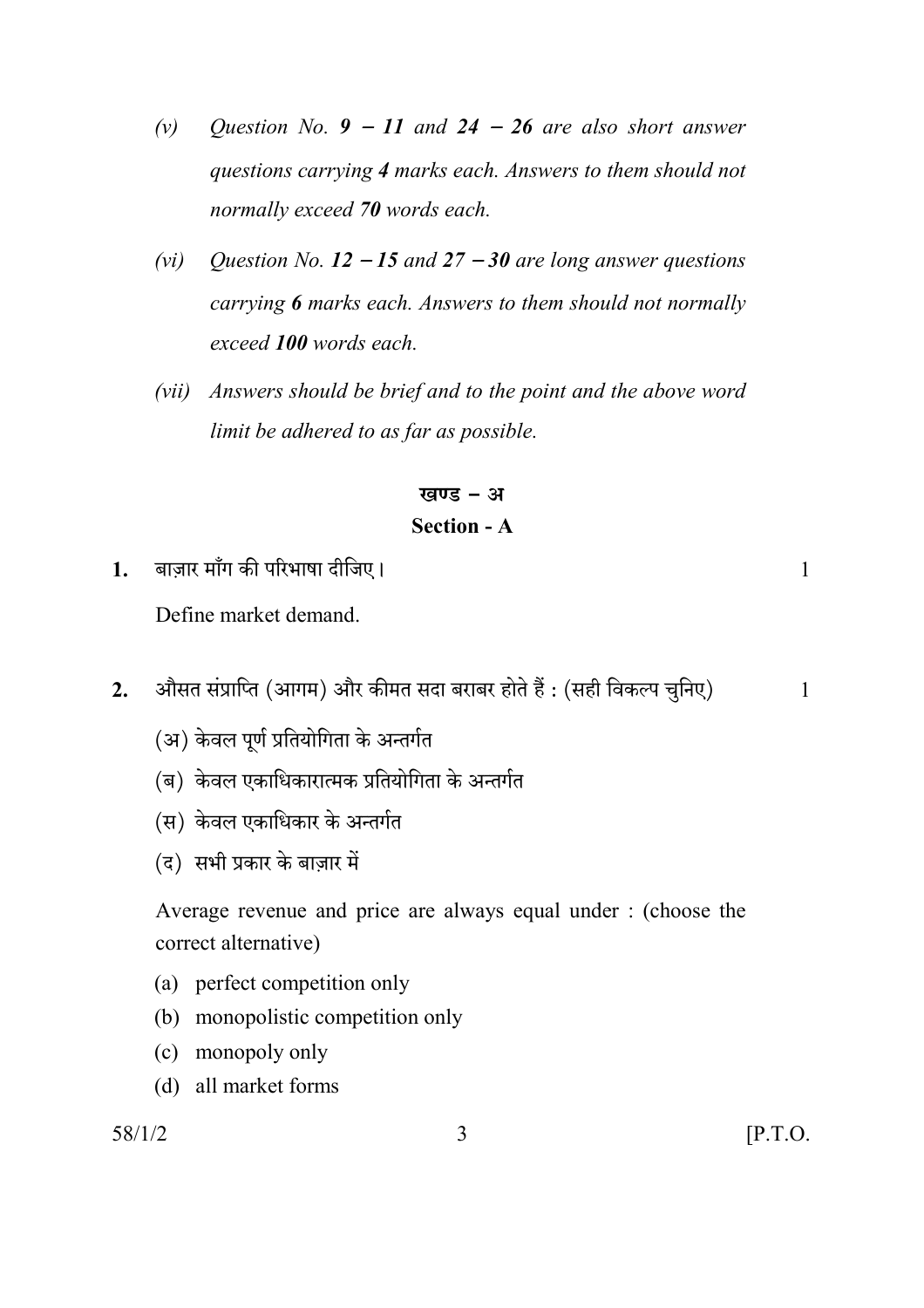(v) *Question No.* ***9 − 11*** *and* ***24 − 26*** *are also short answer questions carrying* ***4*** *marks each. Answers to them should not normally exceed* ***70*** *words each.*

(vi) *Question No.* ***12 − 15*** *and* ***27 − 30*** *are long answer questions carrying* ***6*** *marks each. Answers to them should not normally exceed* ***100*** *words each.*

(vii) *Answers should be brief and to the point and the above word limit be adhered to as far as possible.*

## खण्ड – अ

## Section - A

**1.** बाज़ार माँग की परिभाषा दीजिए। 1

Define market demand.

**2.** औसत संप्राप्ति (आगम) और कीमत सदा बराबर होते हैं : (सही विकल्प चुनिए) 1

(अ) केवल पूर्ण प्रतियोगिता के अन्तर्गत

(ब) केवल एकाधिकारात्मक प्रतियोगिता के अन्तर्गत

(स) केवल एकाधिकार के अन्तर्गत

(द) सभी प्रकार के बाज़ार में

Average revenue and price are always equal under : (choose the correct alternative)

(a) perfect competition only

(b) monopolistic competition only

(c) monopoly only

(d) all market forms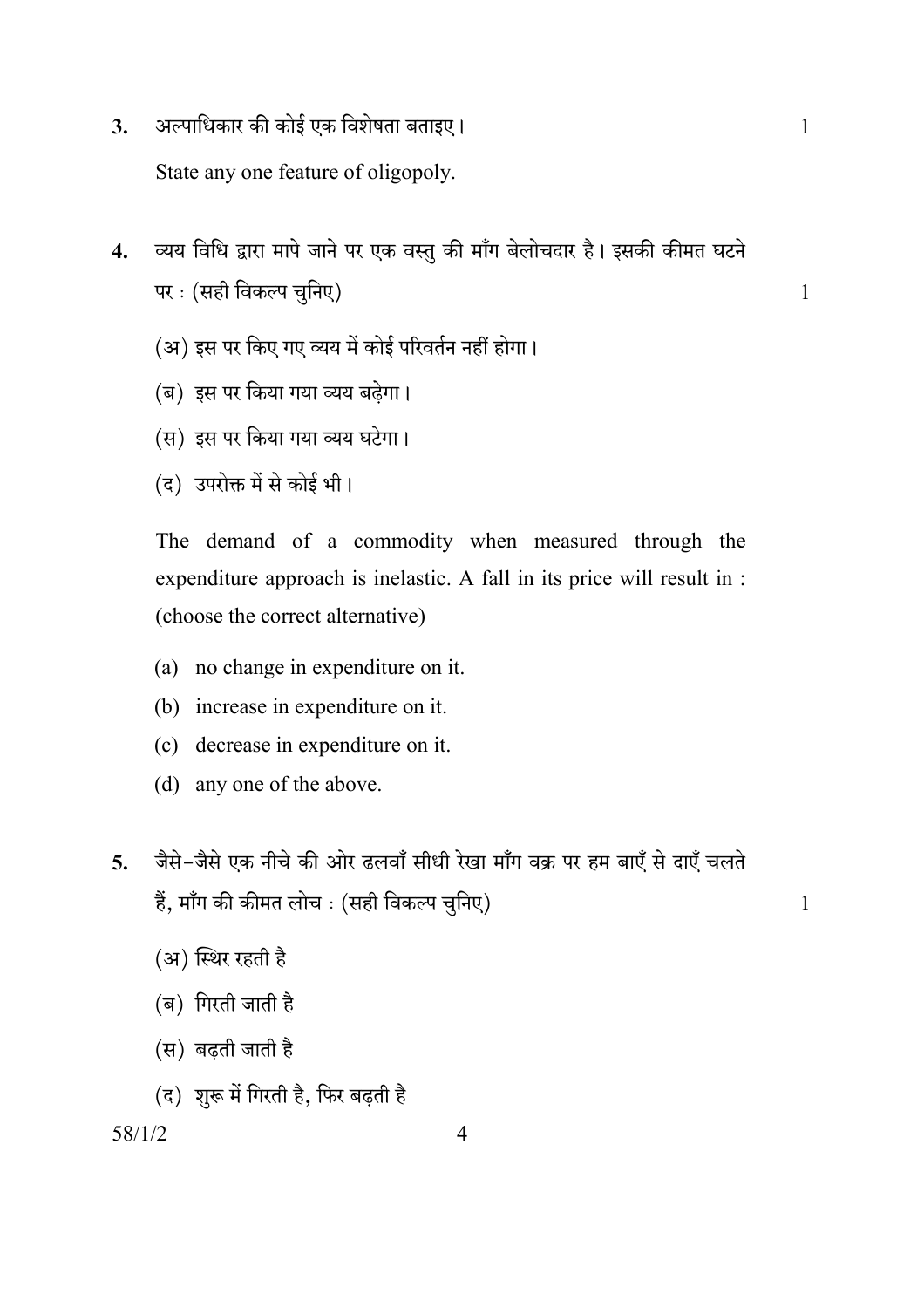**3.** अल्पाधिकार की कोई एक विशेषता बताइए। 1

State any one feature of oligopoly.

**4.** व्यय विधि द्वारा मापे जाने पर एक वस्तु की माँग बेलोचदार है। इसकी कीमत घटने पर : (सही विकल्प चुनिए) 1

(अ) इस पर किए गए व्यय में कोई परिवर्तन नहीं होगा।

(ब) इस पर किया गया व्यय बढ़ेगा।

(स) इस पर किया गया व्यय घटेगा।

(द) उपरोक्त में से कोई भी।

The demand of a commodity when measured through the expenditure approach is inelastic. A fall in its price will result in : (choose the correct alternative)

(a) no change in expenditure on it.

(b) increase in expenditure on it.

(c) decrease in expenditure on it.

(d) any one of the above.

**5.** जैसे-जैसे एक नीचे की ओर ढलवाँ सीधी रेखा माँग वक्र पर हम बाएँ से दाएँ चलते हैं, माँग की कीमत लोच : (सही विकल्प चुनिए) 1

(अ) स्थिर रहती है

(ब) गिरती जाती है

(स) बढ़ती जाती है

(द) शुरू में गिरती है, फिर बढ़ती है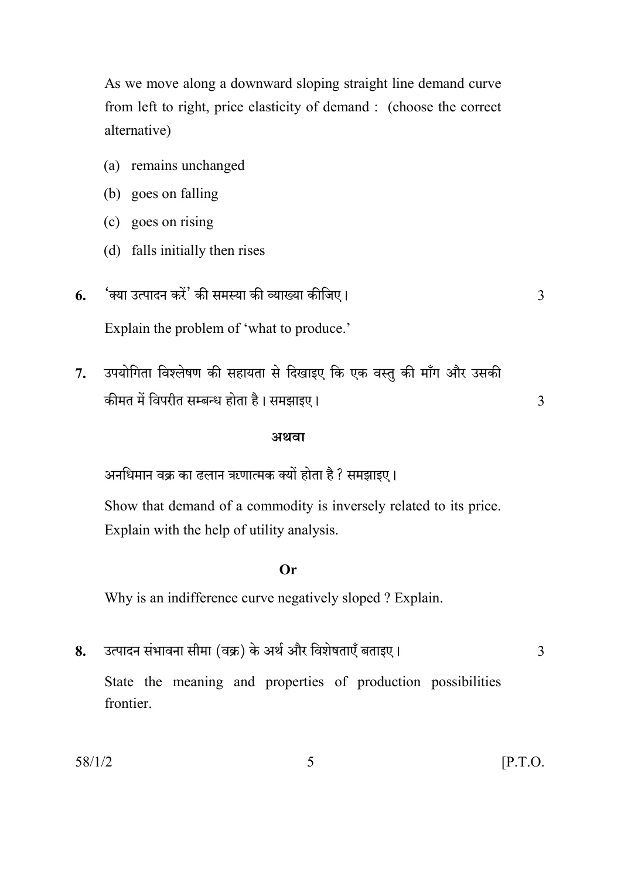As we move along a downward sloping straight line demand curve from left to right, price elasticity of demand : (choose the correct alternative)

(a) remains unchanged

(b) goes on falling

(c) goes on rising

(d) falls initially then rises

**6.** 'क्या उत्पादन करें' की समस्या की व्याख्या कीजिए। 3

Explain the problem of 'what to produce.'

**7.** उपयोगिता विश्लेषण की सहायता से दिखाइए कि एक वस्तु की माँग और उसकी कीमत में विपरीत सम्बन्ध होता है। समझाइए। 3

**अथवा**

अनधिमान वक्र का ढलान ऋणात्मक क्यों होता है ? समझाइए।

Show that demand of a commodity is inversely related to its price. Explain with the help of utility analysis.

**Or**

Why is an indifference curve negatively sloped ? Explain.

**8.** उत्पादन संभावना सीमा (वक्र) के अर्थ और विशेषताएँ बताइए। 3

State the meaning and properties of production possibilities frontier.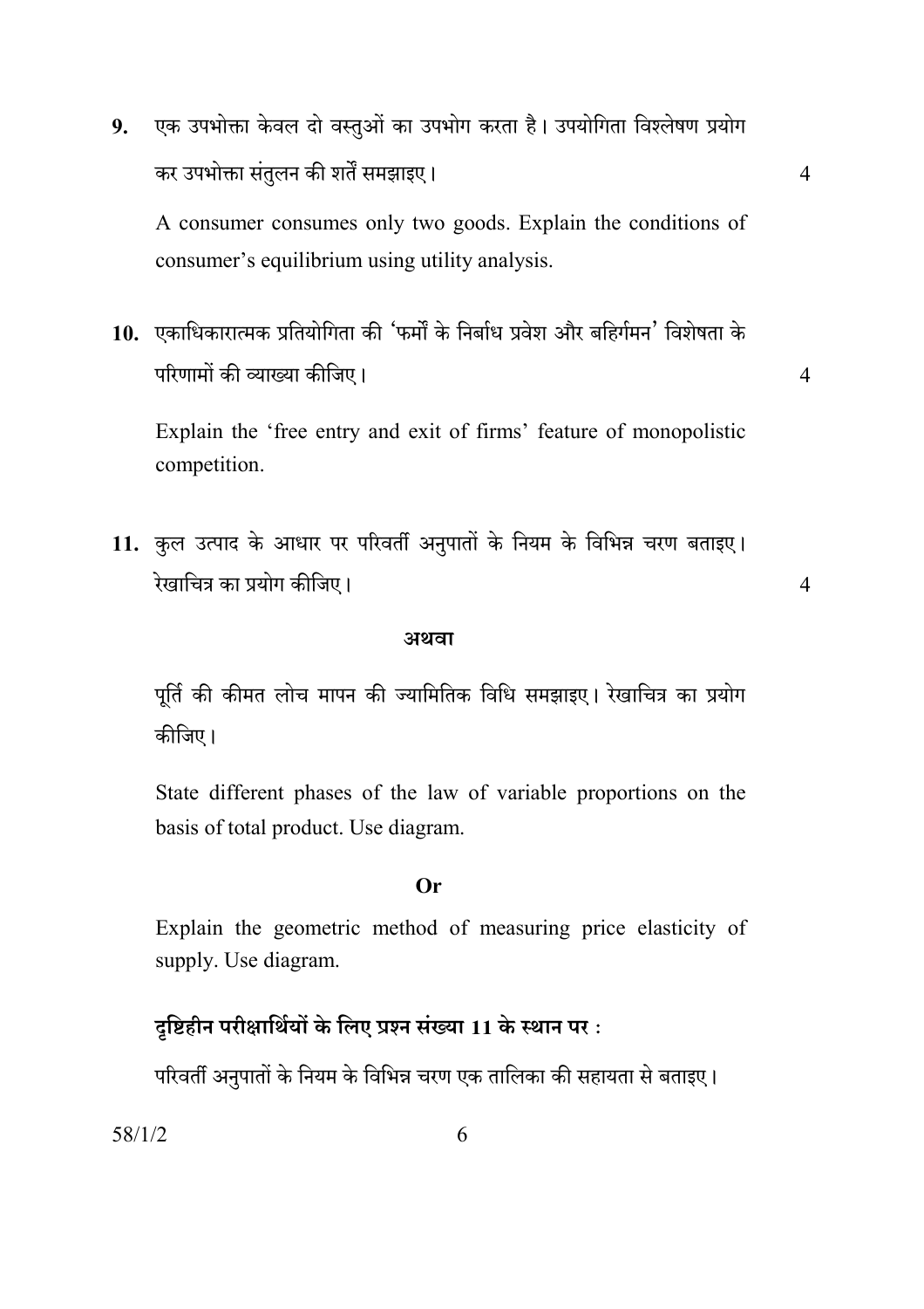9. एक उपभोक्ता केवल दो वस्तुओं का उपभोग करता है। उपयोगिता विश्लेषण प्रयोग कर उपभोक्ता संतुलन की शर्तें समझाइए। 4

A consumer consumes only two goods. Explain the conditions of consumer's equilibrium using utility analysis.

10. एकाधिकारात्मक प्रतियोगिता की 'फर्मों के निर्बाध प्रवेश और बहिर्गमन' विशेषता के परिणामों की व्याख्या कीजिए। 4

Explain the 'free entry and exit of firms' feature of monopolistic competition.

11. कुल उत्पाद के आधार पर परिवर्ती अनुपातों के नियम के विभिन्न चरण बताइए। रेखाचित्र का प्रयोग कीजिए। 4

**अथवा**

पूर्ति की कीमत लोच मापन की ज्यामितिक विधि समझाइए। रेखाचित्र का प्रयोग कीजिए।

State different phases of the law of variable proportions on the basis of total product. Use diagram.

**Or**

Explain the geometric method of measuring price elasticity of supply. Use diagram.

**दृष्टिहीन परीक्षार्थियों के लिए प्रश्न संख्या 11 के स्थान पर :**

परिवर्ती अनुपातों के नियम के विभिन्न चरण एक तालिका की सहायता से बताइए।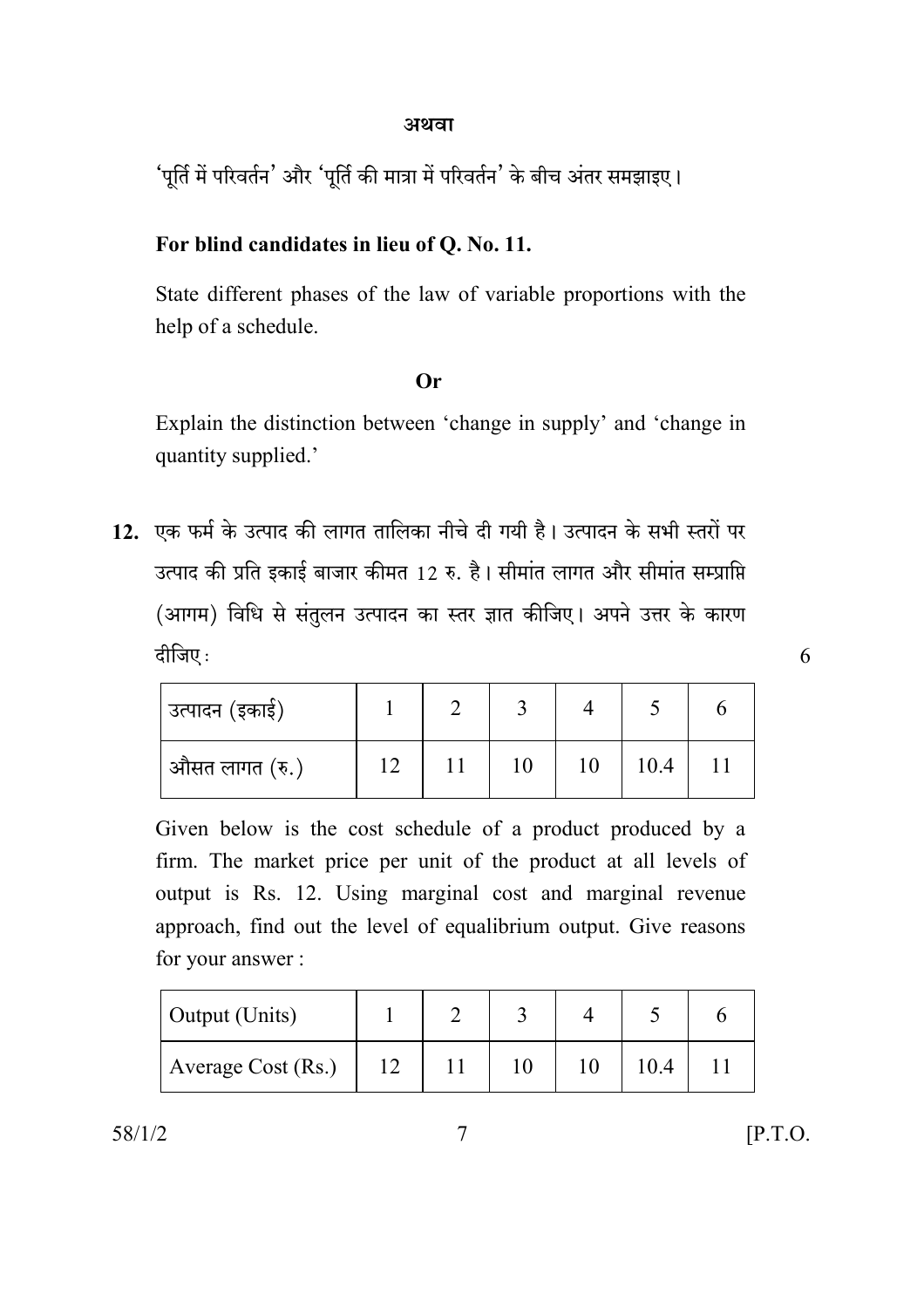**अथवा**

'पूर्ति में परिवर्तन' और 'पूर्ति की मात्रा में परिवर्तन' के बीच अंतर समझाइए।

**For blind candidates in lieu of Q. No. 11.**

State different phases of the law of variable proportions with the help of a schedule.

**Or**

Explain the distinction between 'change in supply' and 'change in quantity supplied.'

**12.** एक फर्म के उत्पाद की लागत तालिका नीचे दी गयी है। उत्पादन के सभी स्तरों पर उत्पाद की प्रति इकाई बाजार कीमत 12 रु. है। सीमांत लागत और सीमांत सम्प्राप्ति (आगम) विधि से संतुलन उत्पादन का स्तर ज्ञात कीजिए। अपने उत्तर के कारण दीजिए : 6

| उत्पादन (इकाई) | 1 | 2 | 3 | 4 | 5 | 6 |
|---|---|---|---|---|---|---|
| औसत लागत (रु.) | 12 | 11 | 10 | 10 | 10.4 | 11 |

Given below is the cost schedule of a product produced by a firm. The market price per unit of the product at all levels of output is Rs. 12. Using marginal cost and marginal revenue approach, find out the level of equalibrium output. Give reasons for your answer :

| Output (Units) | 1 | 2 | 3 | 4 | 5 | 6 |
|---|---|---|---|---|---|---|
| Average Cost (Rs.) | 12 | 11 | 10 | 10 | 10.4 | 11 |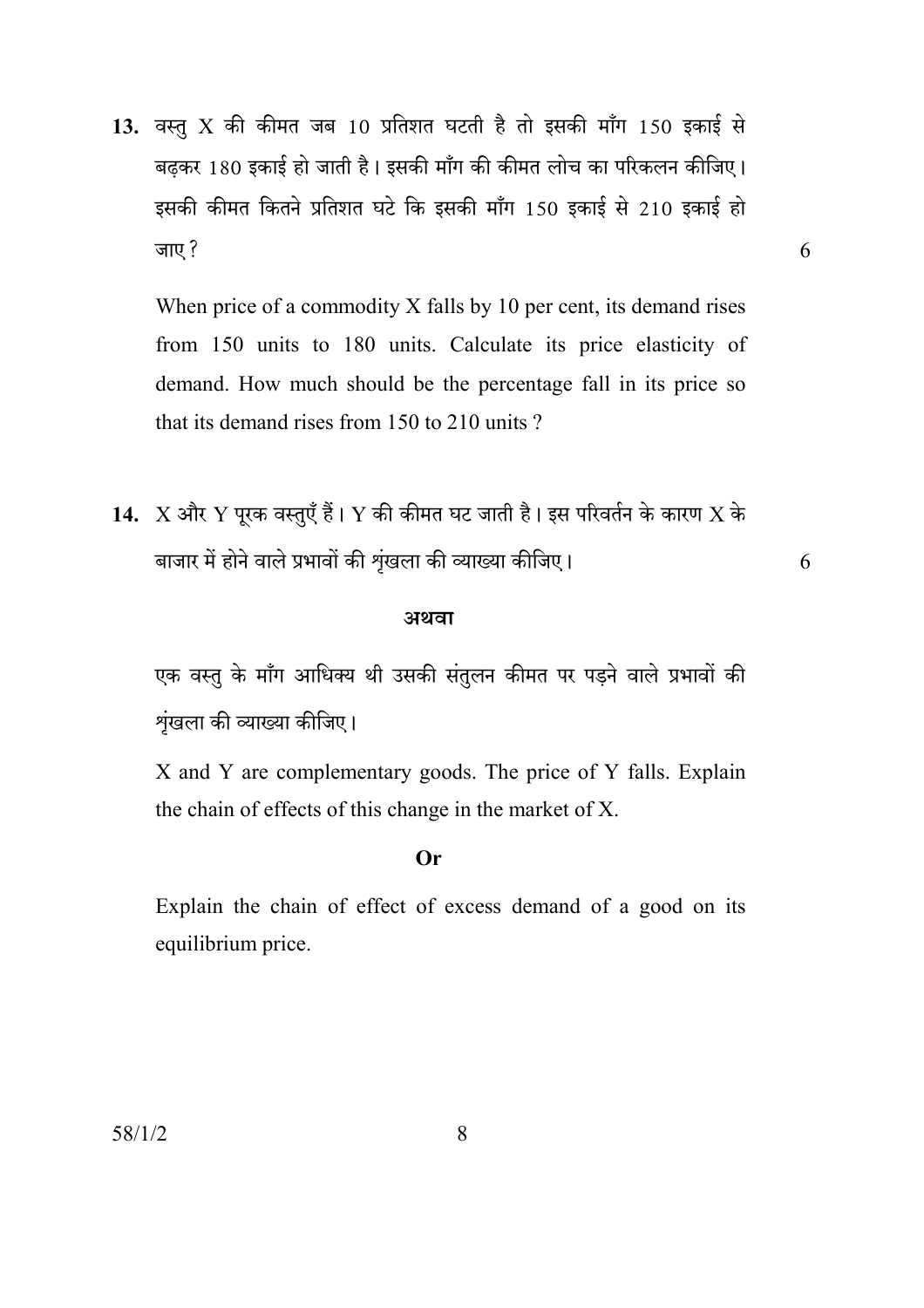**13.** वस्तु X की कीमत जब 10 प्रतिशत घटती है तो इसकी माँग 150 इकाई से बढ़कर 180 इकाई हो जाती है। इसकी माँग की कीमत लोच का परिकलन कीजिए। इसकी कीमत कितने प्रतिशत घटे कि इसकी माँग 150 इकाई से 210 इकाई हो जाए? 6

When price of a commodity X falls by 10 per cent, its demand rises from 150 units to 180 units. Calculate its price elasticity of demand. How much should be the percentage fall in its price so that its demand rises from 150 to 210 units ?

**14.** X और Y पूरक वस्तुएँ हैं। Y की कीमत घट जाती है। इस परिवर्तन के कारण X के बाजार में होने वाले प्रभावों की शृंखला की व्याख्या कीजिए। 6

**अथवा**

एक वस्तु के माँग आधिक्य थी उसकी संतुलन कीमत पर पड़ने वाले प्रभावों की शृंखला की व्याख्या कीजिए।

X and Y are complementary goods. The price of Y falls. Explain the chain of effects of this change in the market of X.

**Or**

Explain the chain of effect of excess demand of a good on its equilibrium price.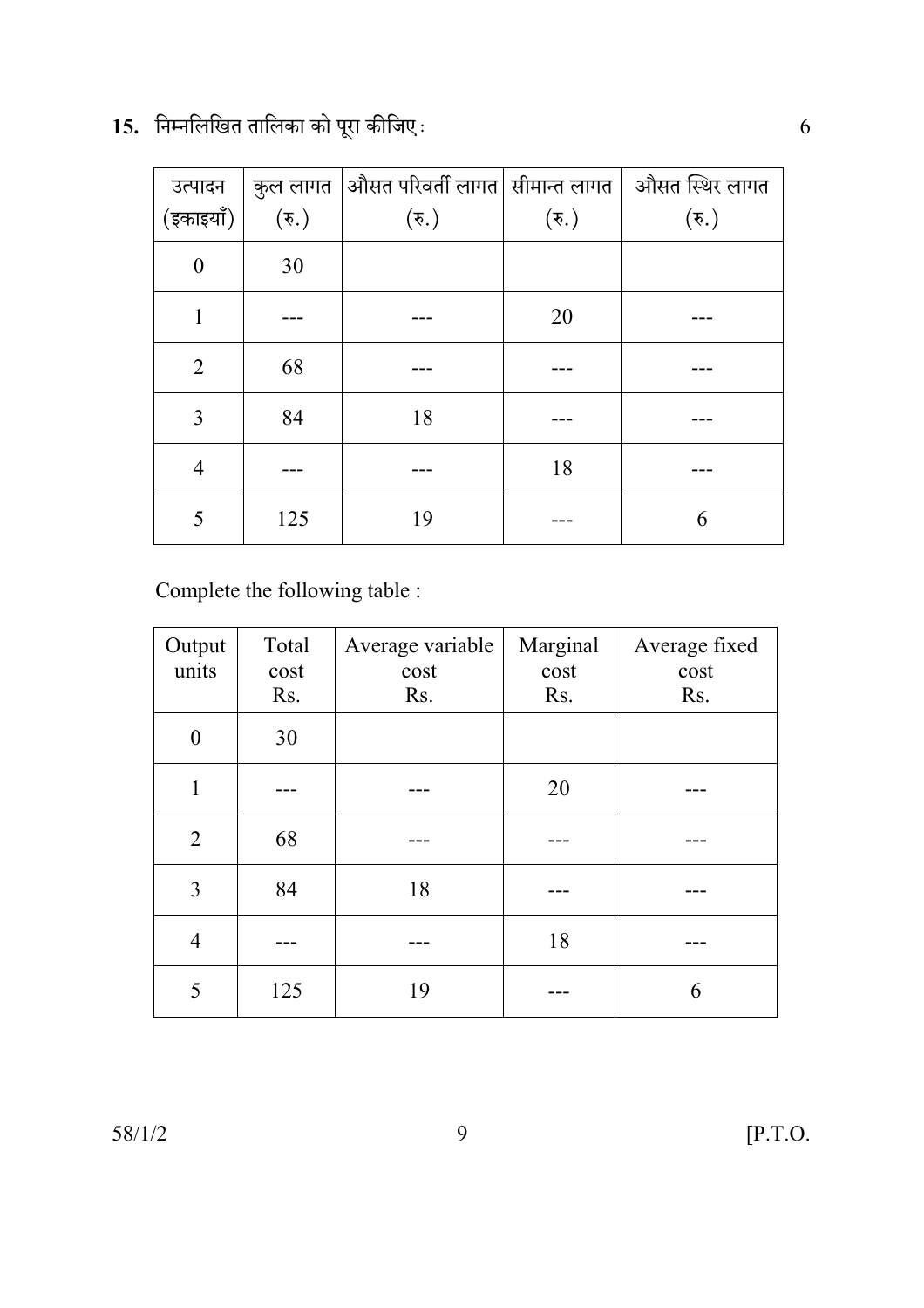**15.** निम्नलिखित तालिका को पूरा कीजिए : 6

| उत्पादन (इकाइयाँ) | कुल लागत (रु.) | औसत परिवर्ती लागत (रु.) | सीमान्त लागत (रु.) | औसत स्थिर लागत (रु.) |
|---|---|---|---|---|
| 0 | 30 | | | |
| 1 | --- | --- | 20 | --- |
| 2 | 68 | --- | --- | --- |
| 3 | 84 | 18 | --- | --- |
| 4 | --- | --- | 18 | --- |
| 5 | 125 | 19 | --- | 6 |

Complete the following table :

| Output units | Total cost Rs. | Average variable cost Rs. | Marginal cost Rs. | Average fixed cost Rs. |
|---|---|---|---|---|
| 0 | 30 | | | |
| 1 | --- | --- | 20 | --- |
| 2 | 68 | --- | --- | --- |
| 3 | 84 | 18 | --- | --- |
| 4 | --- | --- | 18 | --- |
| 5 | 125 | 19 | --- | 6 |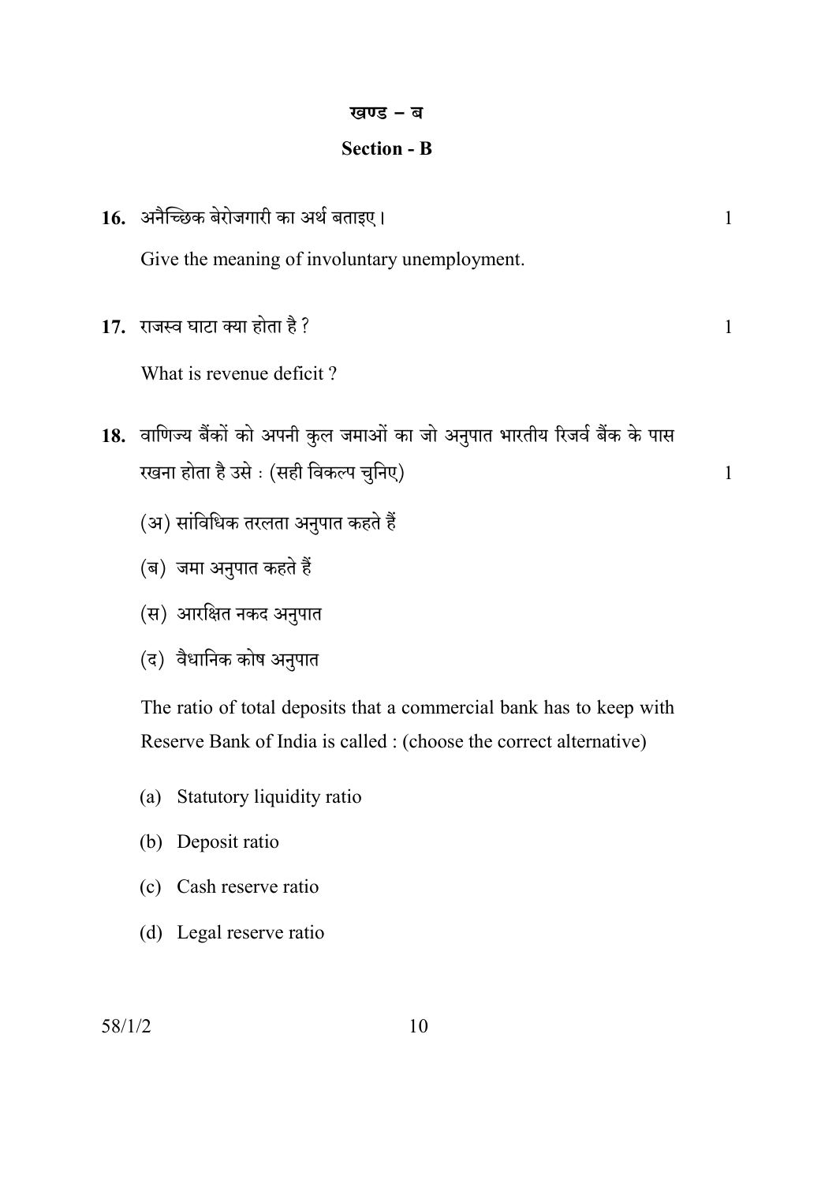## खण्ड – ब

## Section - B

**16.** अनैच्छिक बेरोजगारी का अर्थ बताइए। 1

Give the meaning of involuntary unemployment.

**17.** राजस्व घाटा क्या होता है ? 1

What is revenue deficit ?

**18.** वाणिज्य बैंकों को अपनी कुल जमाओं का जो अनुपात भारतीय रिजर्व बैंक के पास रखना होता है उसे : (सही विकल्प चुनिए) 1

(अ) सांविधिक तरलता अनुपात कहते हैं

(ब) जमा अनुपात कहते हैं

(स) आरक्षित नकद अनुपात

(द) वैधानिक कोष अनुपात

The ratio of total deposits that a commercial bank has to keep with Reserve Bank of India is called : (choose the correct alternative)

(a) Statutory liquidity ratio

(b) Deposit ratio

(c) Cash reserve ratio

(d) Legal reserve ratio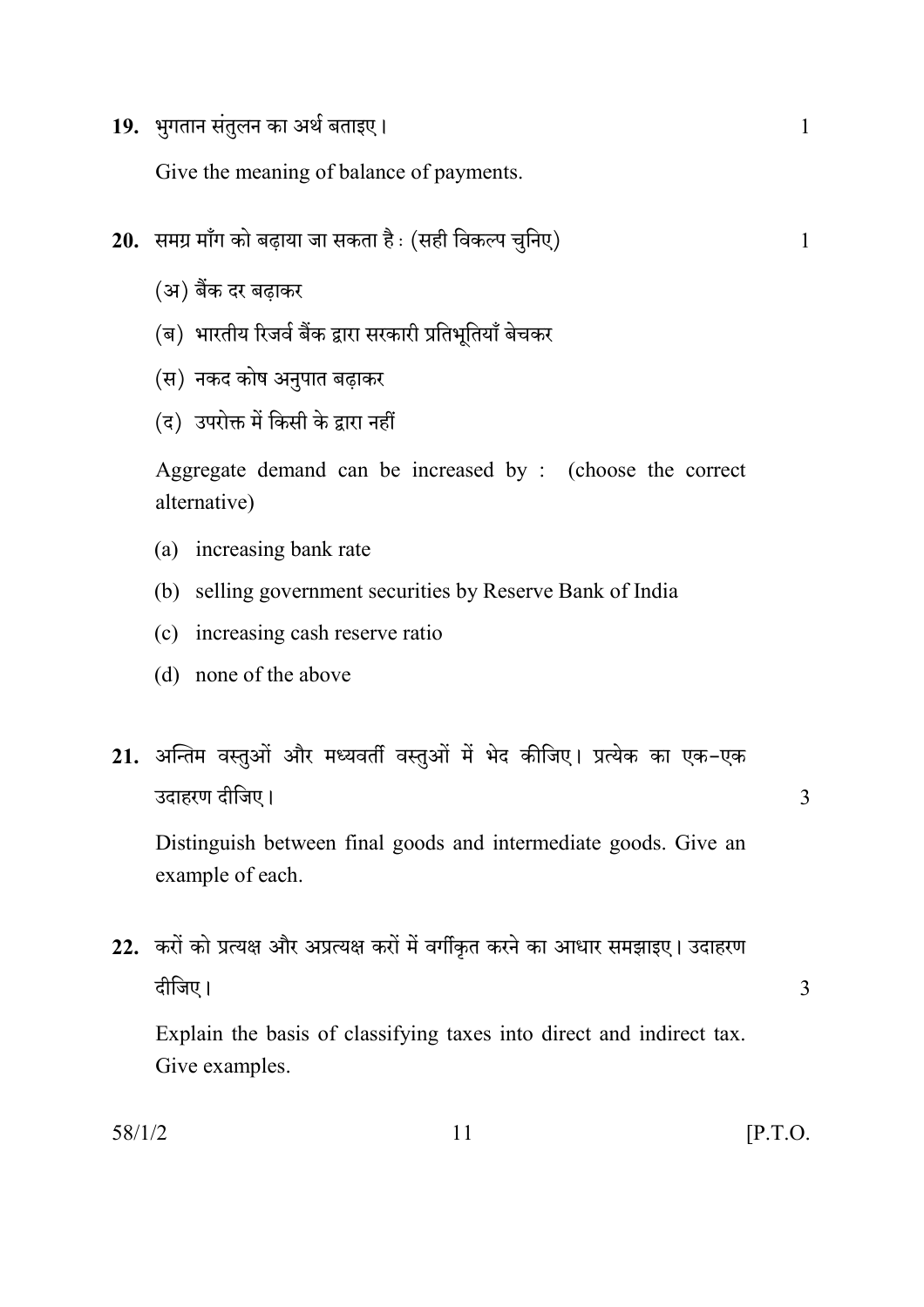**19.** भुगतान संतुलन का अर्थ बताइए। 1

Give the meaning of balance of payments.

**20.** समग्र माँग को बढ़ाया जा सकता है : (सही विकल्प चुनिए) 1

(अ) बैंक दर बढ़ाकर

(ब) भारतीय रिजर्व बैंक द्वारा सरकारी प्रतिभूतियाँ बेचकर

(स) नकद कोष अनुपात बढ़ाकर

(द) उपरोक्त में किसी के द्वारा नहीं

Aggregate demand can be increased by : (choose the correct alternative)

(a) increasing bank rate

(b) selling government securities by Reserve Bank of India

(c) increasing cash reserve ratio

(d) none of the above

**21.** अन्तिम वस्तुओं और मध्यवर्ती वस्तुओं में भेद कीजिए। प्रत्येक का एक-एक उदाहरण दीजिए। 3

Distinguish between final goods and intermediate goods. Give an example of each.

**22.** करों को प्रत्यक्ष और अप्रत्यक्ष करों में वर्गीकृत करने का आधार समझाइए। उदाहरण दीजिए। 3

Explain the basis of classifying taxes into direct and indirect tax. Give examples.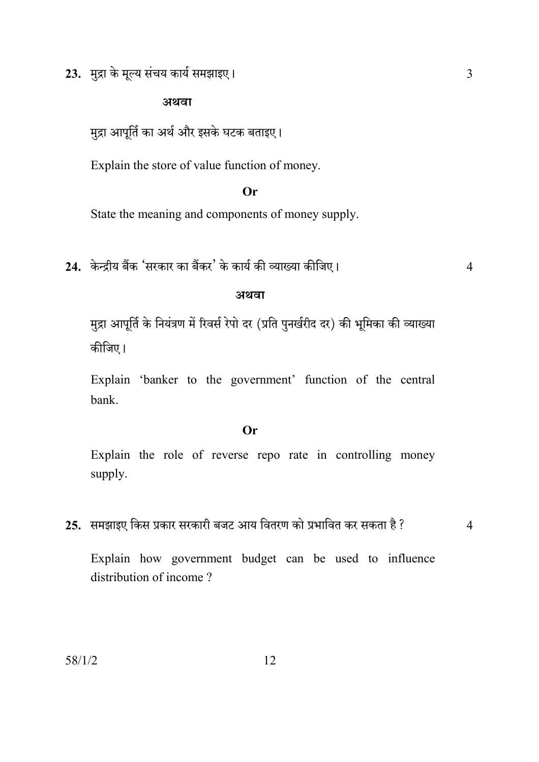23. मुद्रा के मूल्य संचय कार्य समझाइए। 3

**अथवा**

मुद्रा आपूर्ति का अर्थ और इसके घटक बताइए।

Explain the store of value function of money.

**Or**

State the meaning and components of money supply.

24. केन्द्रीय बैंक 'सरकार का बैंकर' के कार्य की व्याख्या कीजिए। 4

**अथवा**

मुद्रा आपूर्ति के नियंत्रण में रिवर्स रेपो दर (प्रति पुनर्खरीद दर) की भूमिका की व्याख्या कीजिए।

Explain 'banker to the government' function of the central bank.

**Or**

Explain the role of reverse repo rate in controlling money supply.

25. समझाइए किस प्रकार सरकारी बजट आय वितरण को प्रभावित कर सकता है ? 4

Explain how government budget can be used to influence distribution of income ?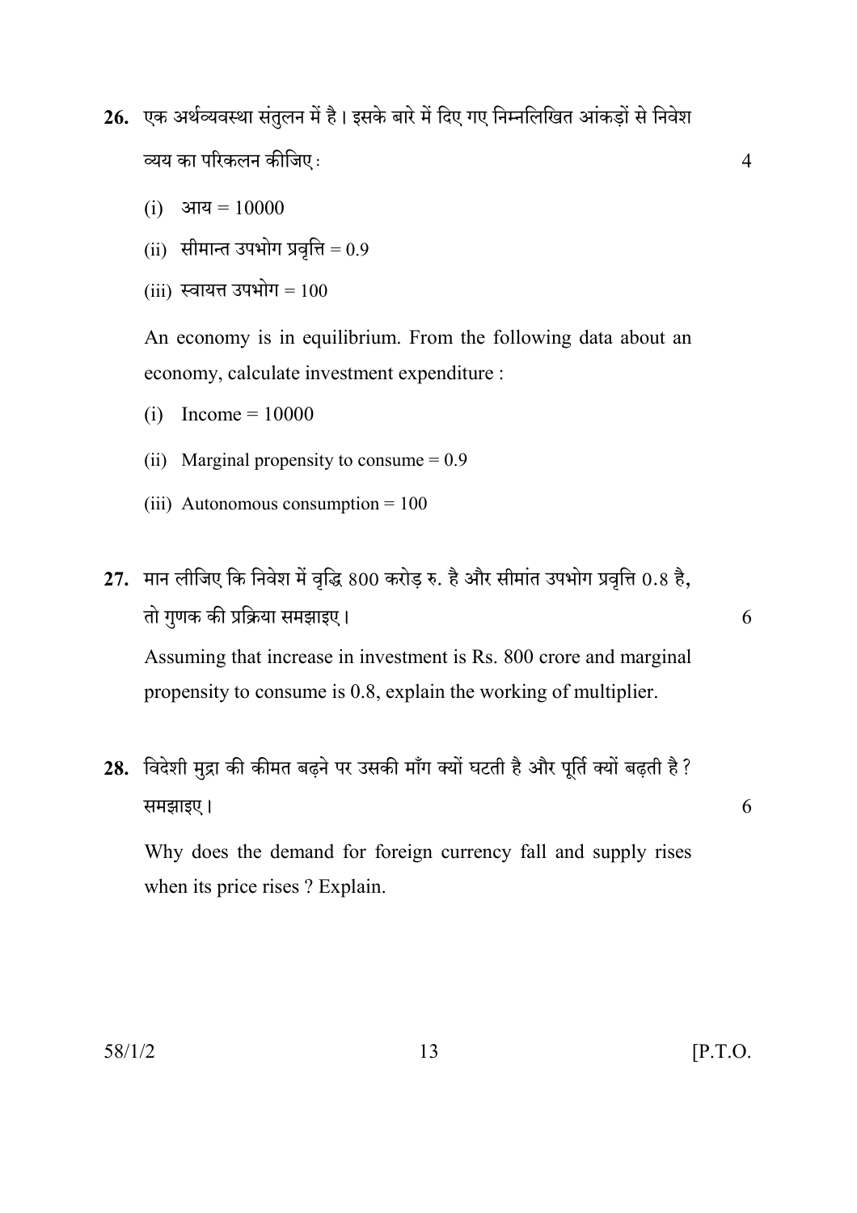26. एक अर्थव्यवस्था संतुलन में है। इसके बारे में दिए गए निम्नलिखित आंकड़ों से निवेश व्यय का परिकलन कीजिए : 4

(i) आय = 10000

(ii) सीमान्त उपभोग प्रवृत्ति = 0.9

(iii) स्वायत्त उपभोग = 100

An economy is in equilibrium. From the following data about an economy, calculate investment expenditure :

(i) Income = 10000

(ii) Marginal propensity to consume = 0.9

(iii) Autonomous consumption = 100

27. मान लीजिए कि निवेश में वृद्धि 800 करोड़ रु. है और सीमांत उपभोग प्रवृत्ति 0.8 है, तो गुणक की प्रक्रिया समझाइए। 6

Assuming that increase in investment is Rs. 800 crore and marginal propensity to consume is 0.8, explain the working of multiplier.

28. विदेशी मुद्रा की कीमत बढ़ने पर उसकी माँग क्यों घटती है और पूर्ति क्यों बढ़ती है ? समझाइए। 6

Why does the demand for foreign currency fall and supply rises when its price rises ? Explain.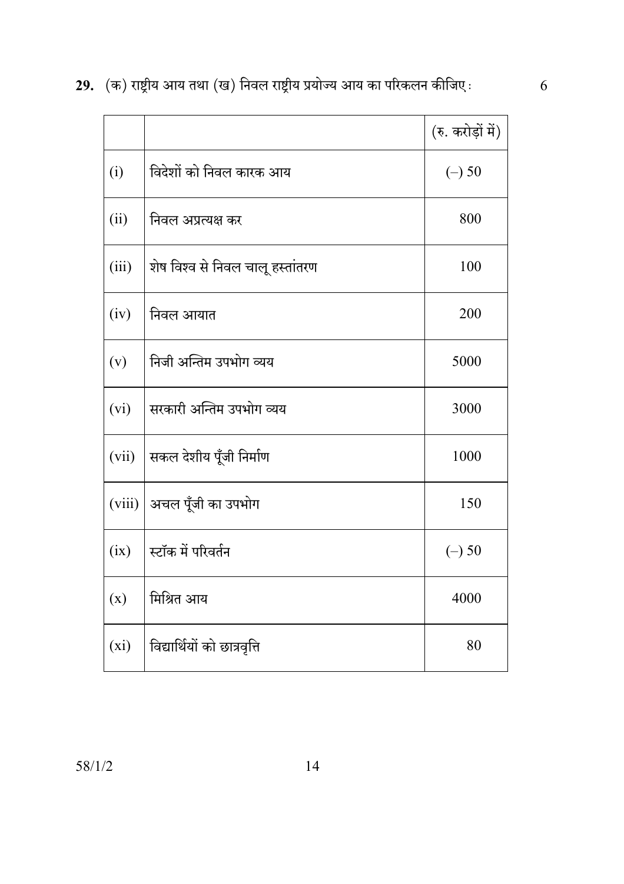**29.** (क) राष्ट्रीय आय तथा (ख) निवल राष्ट्रीय प्रयोज्य आय का परिकलन कीजिए : 6

| | | (रु. करोड़ों में) |
|---|---|---|
| (i) | विदेशों को निवल कारक आय | (–) 50 |
| (ii) | निवल अप्रत्यक्ष कर | 800 |
| (iii) | शेष विश्व से निवल चालू हस्तांतरण | 100 |
| (iv) | निवल आयात | 200 |
| (v) | निजी अन्तिम उपभोग व्यय | 5000 |
| (vi) | सरकारी अन्तिम उपभोग व्यय | 3000 |
| (vii) | सकल देशीय पूँजी निर्माण | 1000 |
| (viii) | अचल पूँजी का उपभोग | 150 |
| (ix) | स्टॉक में परिवर्तन | (–) 50 |
| (x) | मिश्रित आय | 4000 |
| (xi) | विद्यार्थियों को छात्रवृत्ति | 80 |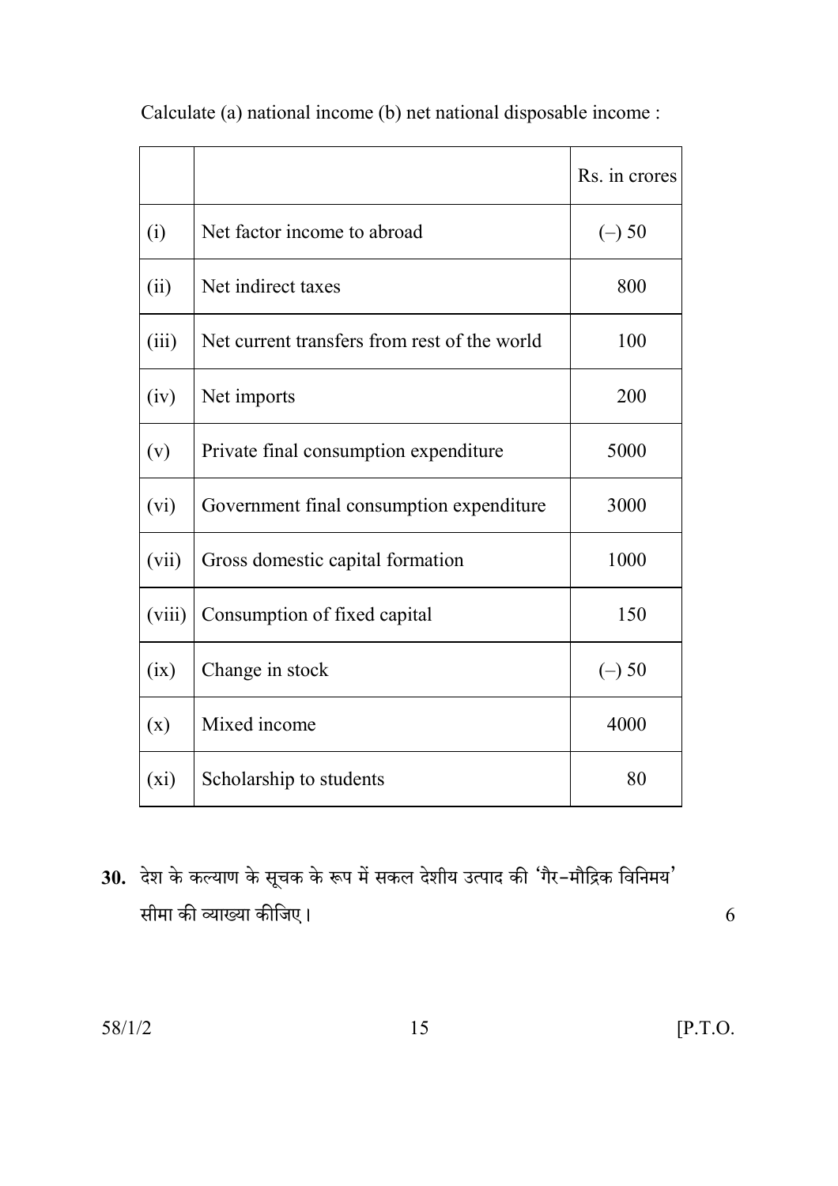Calculate (a) national income (b) net national disposable income :

| | | Rs. in crores |
|---|---|---|
| (i) | Net factor income to abroad | (–) 50 |
| (ii) | Net indirect taxes | 800 |
| (iii) | Net current transfers from rest of the world | 100 |
| (iv) | Net imports | 200 |
| (v) | Private final consumption expenditure | 5000 |
| (vi) | Government final consumption expenditure | 3000 |
| (vii) | Gross domestic capital formation | 1000 |
| (viii) | Consumption of fixed capital | 150 |
| (ix) | Change in stock | (–) 50 |
| (x) | Mixed income | 4000 |
| (xi) | Scholarship to students | 80 |

**30.** देश के कल्याण के सूचक के रूप में सकल देशीय उत्पाद की 'गैर-मौद्रिक विनिमय' सीमा की व्याख्या कीजिए। 6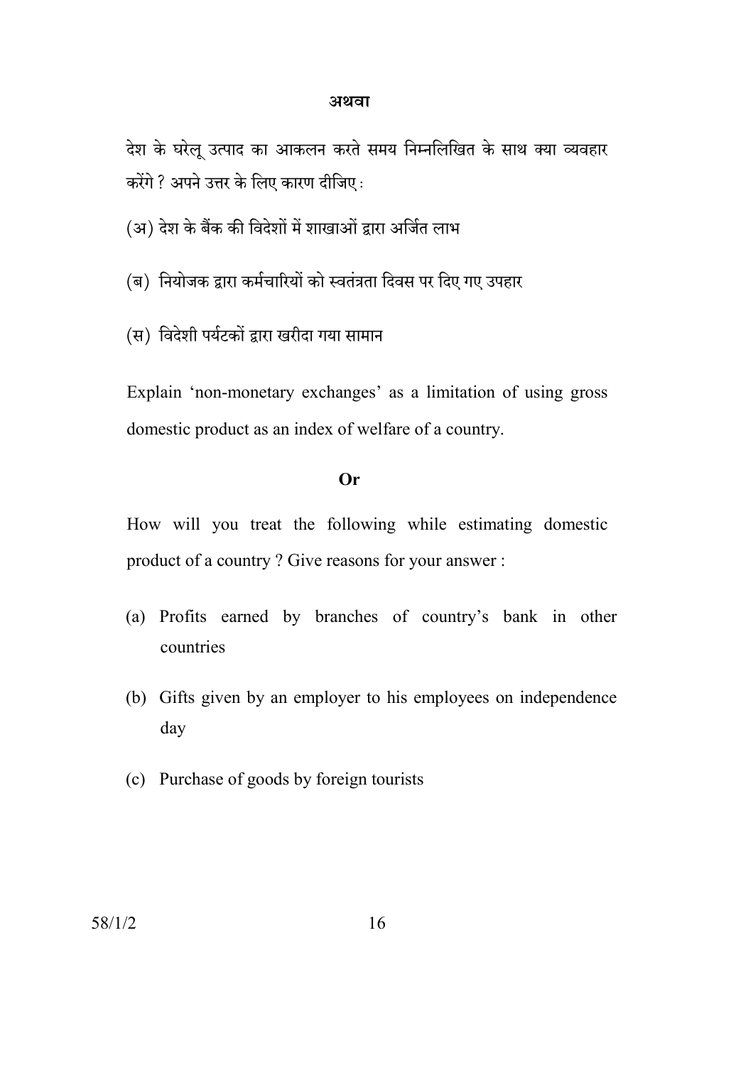**अथवा**

देश के घरेलू उत्पाद का आकलन करते समय निम्नलिखित के साथ क्या व्यवहार करेंगे ? अपने उत्तर के लिए कारण दीजिए :

(अ) देश के बैंक की विदेशों में शाखाओं द्वारा अर्जित लाभ

(ब) नियोजक द्वारा कर्मचारियों को स्वतंत्रता दिवस पर दिए गए उपहार

(स) विदेशी पर्यटकों द्वारा खरीदा गया सामान

Explain 'non-monetary exchanges' as a limitation of using gross domestic product as an index of welfare of a country.

**Or**

How will you treat the following while estimating domestic product of a country ? Give reasons for your answer :

(a) Profits earned by branches of country's bank in other countries

(b) Gifts given by an employer to his employees on independence day

(c) Purchase of goods by foreign tourists